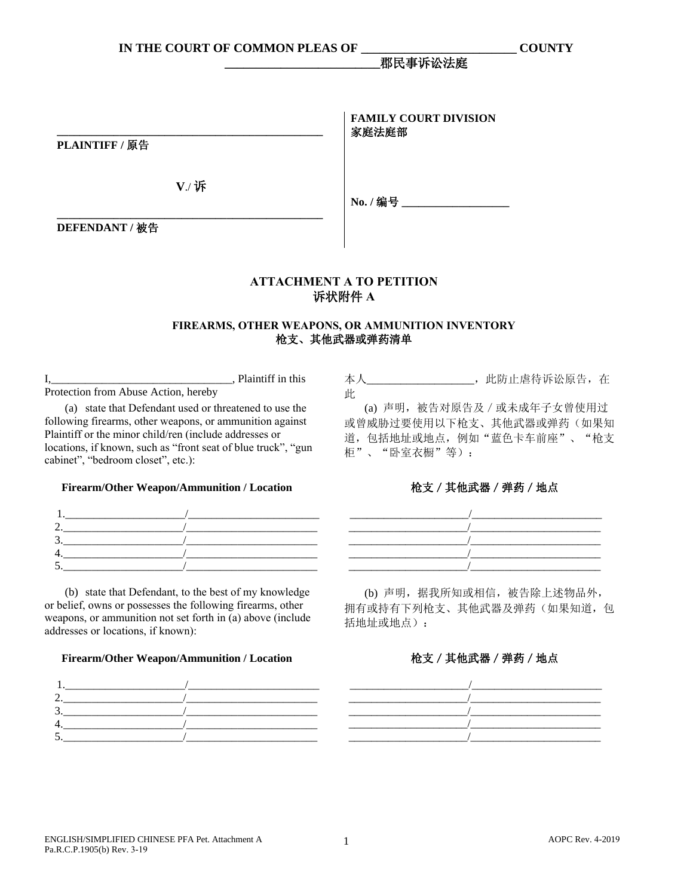**IN THE COURT OF COMMON PLEAS OF \_\_\_\_\_\_\_\_\_\_\_\_\_\_\_\_\_\_\_\_\_\_\_\_\_ COUNTY**
**\_\_\_\_\_\_\_\_\_\_\_\_\_\_\_\_\_\_\_\_\_\_\_\_\_郡民事诉讼法庭**

| | |
|---|---|
| \_\_\_\_\_\_\_\_\_\_\_\_\_\_\_\_\_\_\_\_\_\_\_\_\_\_\_\_\_\_\_\_\_\_\_\_\_\_\_\_\_\_\_\_ **PLAINTIFF / 原告** | **FAMILY COURT DIVISION** **家庭法庭部** |
| **V**./ 诉 | **No. / 编号** \_\_\_\_\_\_\_\_\_\_\_\_\_\_\_\_\_\_\_ |
| \_\_\_\_\_\_\_\_\_\_\_\_\_\_\_\_\_\_\_\_\_\_\_\_\_\_\_\_\_\_\_\_\_\_\_\_\_\_\_\_\_\_\_\_ **DEFENDANT / 被告** | |

## ATTACHMENT A TO PETITION
## 诉状附件 A

### FIREARMS, OTHER WEAPONS, OR AMMUNITION INVENTORY
### 枪支、其他武器或弹药清单

I,\_\_\_\_\_\_\_\_\_\_\_\_\_\_\_\_\_\_\_\_\_\_\_\_\_\_\_\_\_\_\_\_, Plaintiff in this Protection from Abuse Action, hereby

本人\_\_\_\_\_\_\_\_\_\_\_\_\_\_\_\_\_\_\_，此防止虐待诉讼原告，在此

(a) state that Defendant used or threatened to use the following firearms, other weapons, or ammunition against Plaintiff or the minor child/ren (include addresses or locations, if known, such as "front seat of blue truck", "gun cabinet", "bedroom closet", etc.):

(a) 声明，被告对原告及／或未成年子女曾使用过或曾威胁过要使用以下枪支、其他武器或弹药（如果知道，包括地址或地点，例如"蓝色卡车前座"、"枪支柜"、"卧室衣橱"等）：

**Firearm/Other Weapon/Ammunition / Location**

**枪支／其他武器／弹药／地点**

1.\_\_\_\_\_\_\_\_\_\_\_\_\_\_\_\_\_\_\_\_\_\_/\_\_\_\_\_\_\_\_\_\_\_\_\_\_\_\_\_\_\_\_\_\_\_\_
2.\_\_\_\_\_\_\_\_\_\_\_\_\_\_\_\_\_\_\_\_\_\_/\_\_\_\_\_\_\_\_\_\_\_\_\_\_\_\_\_\_\_\_\_\_\_\_
3.\_\_\_\_\_\_\_\_\_\_\_\_\_\_\_\_\_\_\_\_\_\_/\_\_\_\_\_\_\_\_\_\_\_\_\_\_\_\_\_\_\_\_\_\_\_\_
4.\_\_\_\_\_\_\_\_\_\_\_\_\_\_\_\_\_\_\_\_\_\_/\_\_\_\_\_\_\_\_\_\_\_\_\_\_\_\_\_\_\_\_\_\_\_\_
5.\_\_\_\_\_\_\_\_\_\_\_\_\_\_\_\_\_\_\_\_\_\_/\_\_\_\_\_\_\_\_\_\_\_\_\_\_\_\_\_\_\_\_\_\_\_\_

(b) state that Defendant, to the best of my knowledge or belief, owns or possesses the following firearms, other weapons, or ammunition not set forth in (a) above (include addresses or locations, if known):

(b) 声明，据我所知或相信，被告除上述物品外，拥有或持有下列枪支、其他武器及弹药（如果知道，包括地址或地点）：

**Firearm/Other Weapon/Ammunition / Location**

**枪支／其他武器／弹药／地点**

1.\_\_\_\_\_\_\_\_\_\_\_\_\_\_\_\_\_\_\_\_\_\_/\_\_\_\_\_\_\_\_\_\_\_\_\_\_\_\_\_\_\_\_\_\_\_\_
2.\_\_\_\_\_\_\_\_\_\_\_\_\_\_\_\_\_\_\_\_\_\_/\_\_\_\_\_\_\_\_\_\_\_\_\_\_\_\_\_\_\_\_\_\_\_\_
3.\_\_\_\_\_\_\_\_\_\_\_\_\_\_\_\_\_\_\_\_\_\_/\_\_\_\_\_\_\_\_\_\_\_\_\_\_\_\_\_\_\_\_\_\_\_\_
4.\_\_\_\_\_\_\_\_\_\_\_\_\_\_\_\_\_\_\_\_\_\_/\_\_\_\_\_\_\_\_\_\_\_\_\_\_\_\_\_\_\_\_\_\_\_\_
5.\_\_\_\_\_\_\_\_\_\_\_\_\_\_\_\_\_\_\_\_\_\_/\_\_\_\_\_\_\_\_\_\_\_\_\_\_\_\_\_\_\_\_\_\_\_\_

ENGLISH/SIMPLIFIED CHINESE PFA Pet. Attachment A
Pa.R.C.P.1905(b) Rev. 3-19
AOPC Rev. 4-2019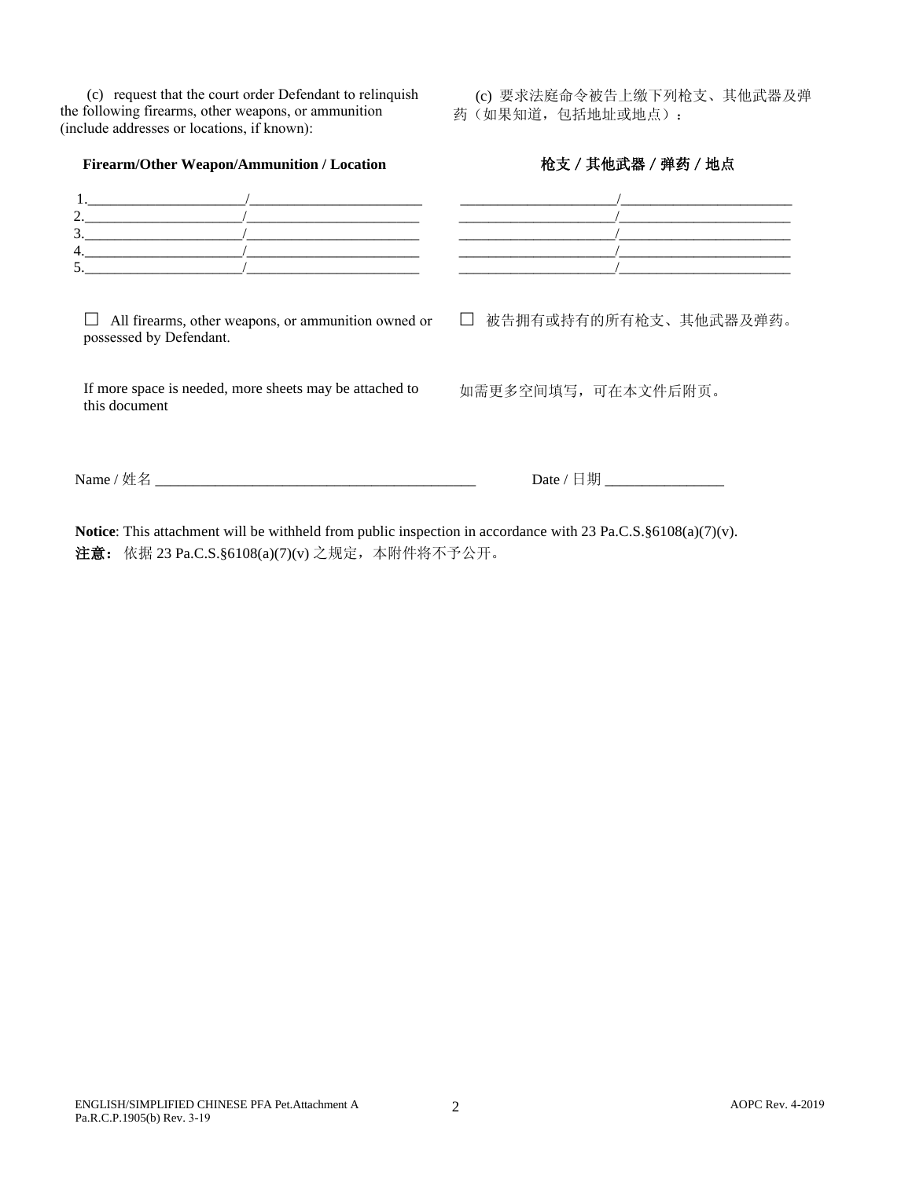(c) request that the court order Defendant to relinquish the following firearms, other weapons, or ammunition (include addresses or locations, if known):

(c) 要求法庭命令被告上缴下列枪支、其他武器及弹药（如果知道，包括地址或地点）：

**Firearm/Other Weapon/Ammunition / Location**

**枪支 / 其他武器 / 弹药 / 地点**

1.\_\_\_\_\_\_\_\_\_\_\_\_\_\_\_\_\_\_\_\_\_/\_\_\_\_\_\_\_\_\_\_\_\_\_\_\_\_\_\_\_\_\_\_\_
2.\_\_\_\_\_\_\_\_\_\_\_\_\_\_\_\_\_\_\_\_\_/\_\_\_\_\_\_\_\_\_\_\_\_\_\_\_\_\_\_\_\_\_\_\_
3.\_\_\_\_\_\_\_\_\_\_\_\_\_\_\_\_\_\_\_\_\_/\_\_\_\_\_\_\_\_\_\_\_\_\_\_\_\_\_\_\_\_\_\_\_
4.\_\_\_\_\_\_\_\_\_\_\_\_\_\_\_\_\_\_\_\_\_/\_\_\_\_\_\_\_\_\_\_\_\_\_\_\_\_\_\_\_\_\_\_\_
5.\_\_\_\_\_\_\_\_\_\_\_\_\_\_\_\_\_\_\_\_\_/\_\_\_\_\_\_\_\_\_\_\_\_\_\_\_\_\_\_\_\_\_\_\_

☐ All firearms, other weapons, or ammunition owned or possessed by Defendant.

☐ 被告拥有或持有的所有枪支、其他武器及弹药。

If more space is needed, more sheets may be attached to this document

如需更多空间填写，可在本文件后附页。

Name / 姓名 \_\_\_\_\_\_\_\_\_\_\_\_\_\_\_\_\_\_\_\_\_\_\_\_\_\_\_\_\_\_\_\_\_\_\_\_\_\_\_\_\_\_\_ Date / 日期 \_\_\_\_\_\_\_\_\_\_\_\_\_\_\_\_

**Notice**: This attachment will be withheld from public inspection in accordance with 23 Pa.C.S.§6108(a)(7)(v).
**注意：** 依据 23 Pa.C.S.§6108(a)(7)(v) 之规定，本附件将不予公开。

ENGLISH/SIMPLIFIED CHINESE PFA Pet.Attachment A
Pa.R.C.P.1905(b) Rev. 3-19
AOPC Rev. 4-2019